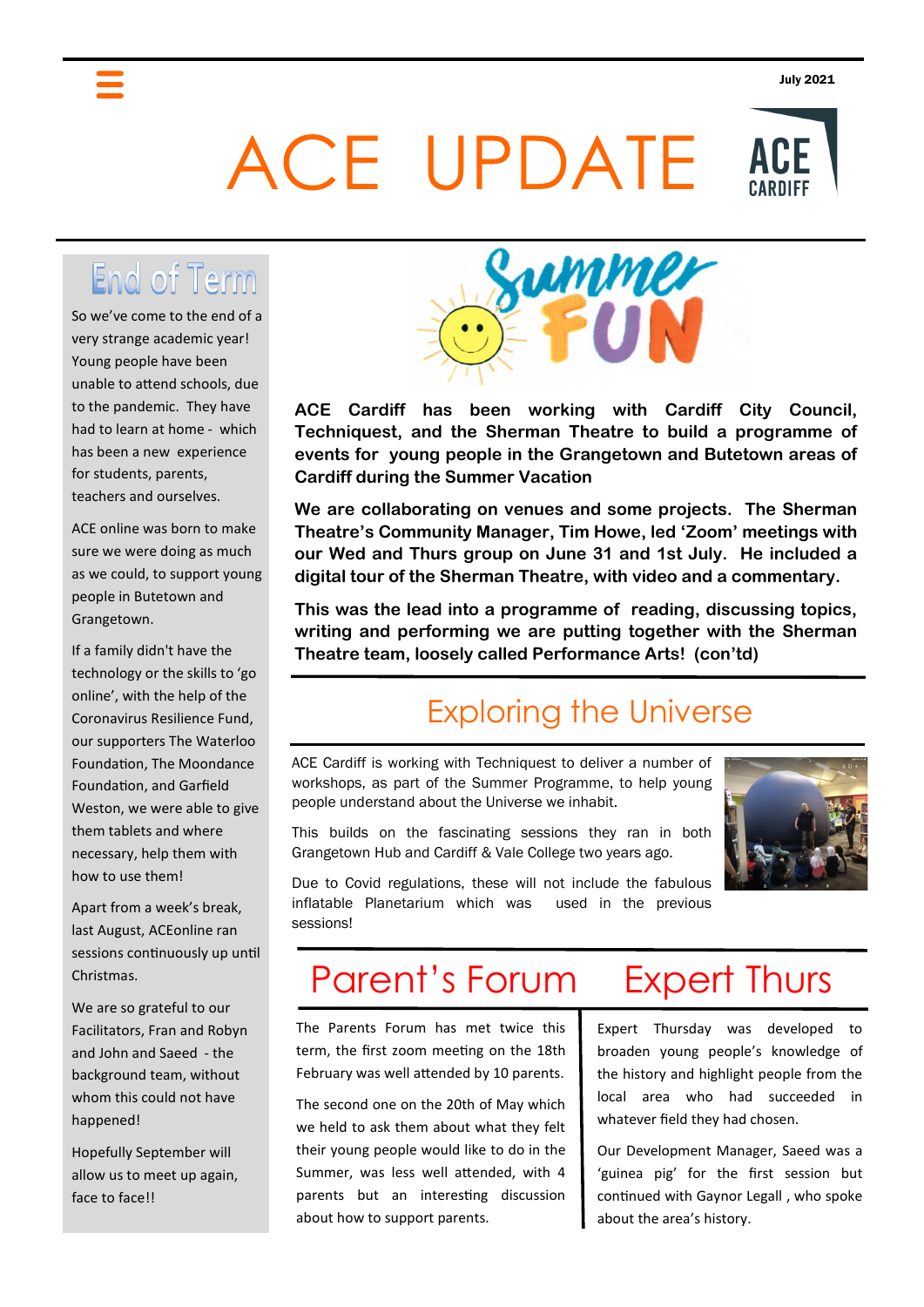July 2021

# ACE UPDATE

ACE CARDIFF

## End of Term

So we've come to the end of a very strange academic year! Young people have been unable to attend schools, due to the pandemic. They have had to learn at home - which has been a new experience for students, parents, teachers and ourselves.

ACE online was born to make sure we were doing as much as we could, to support young people in Butetown and Grangetown.

If a family didn't have the technology or the skills to 'go online', with the help of the Coronavirus Resilience Fund, our supporters The Waterloo Foundation, The Moondance Foundation, and Garfield Weston, we were able to give them tablets and where necessary, help them with how to use them!

Apart from a week's break, last August, ACEonline ran sessions continuously up until Christmas.

We are so grateful to our Facilitators, Fran and Robyn and John and Saeed - the background team, without whom this could not have happened!

Hopefully September will allow us to meet up again, face to face!!

## Summer FUN

**ACE Cardiff has been working with Cardiff City Council, Techniquest, and the Sherman Theatre to build a programme of events for young people in the Grangetown and Butetown areas of Cardiff during the Summer Vacation**

**We are collaborating on venues and some projects. The Sherman Theatre's Community Manager, Tim Howe, led 'Zoom' meetings with our Wed and Thurs group on June 31 and 1st July. He included a digital tour of the Sherman Theatre, with video and a commentary.**

**This was the lead into a programme of reading, discussing topics, writing and performing we are putting together with the Sherman Theatre team, loosely called Performance Arts! (con'td)**

## Exploring the Universe

ACE Cardiff is working with Techniquest to deliver a number of workshops, as part of the Summer Programme, to help young people understand about the Universe we inhabit.

This builds on the fascinating sessions they ran in both Grangetown Hub and Cardiff & Vale College two years ago.

Due to Covid regulations, these will not include the fabulous inflatable Planetarium which was used in the previous sessions!

## Parent's Forum

The Parents Forum has met twice this term, the first zoom meeting on the 18th February was well attended by 10 parents.

The second one on the 20th of May which we held to ask them about what they felt their young people would like to do in the Summer, was less well attended, with 4 parents but an interesting discussion about how to support parents.

## Expert Thurs

Expert Thursday was developed to broaden young people's knowledge of the history and highlight people from the local area who had succeeded in whatever field they had chosen.

Our Development Manager, Saeed was a 'guinea pig' for the first session but continued with Gaynor Legall , who spoke about the area's history.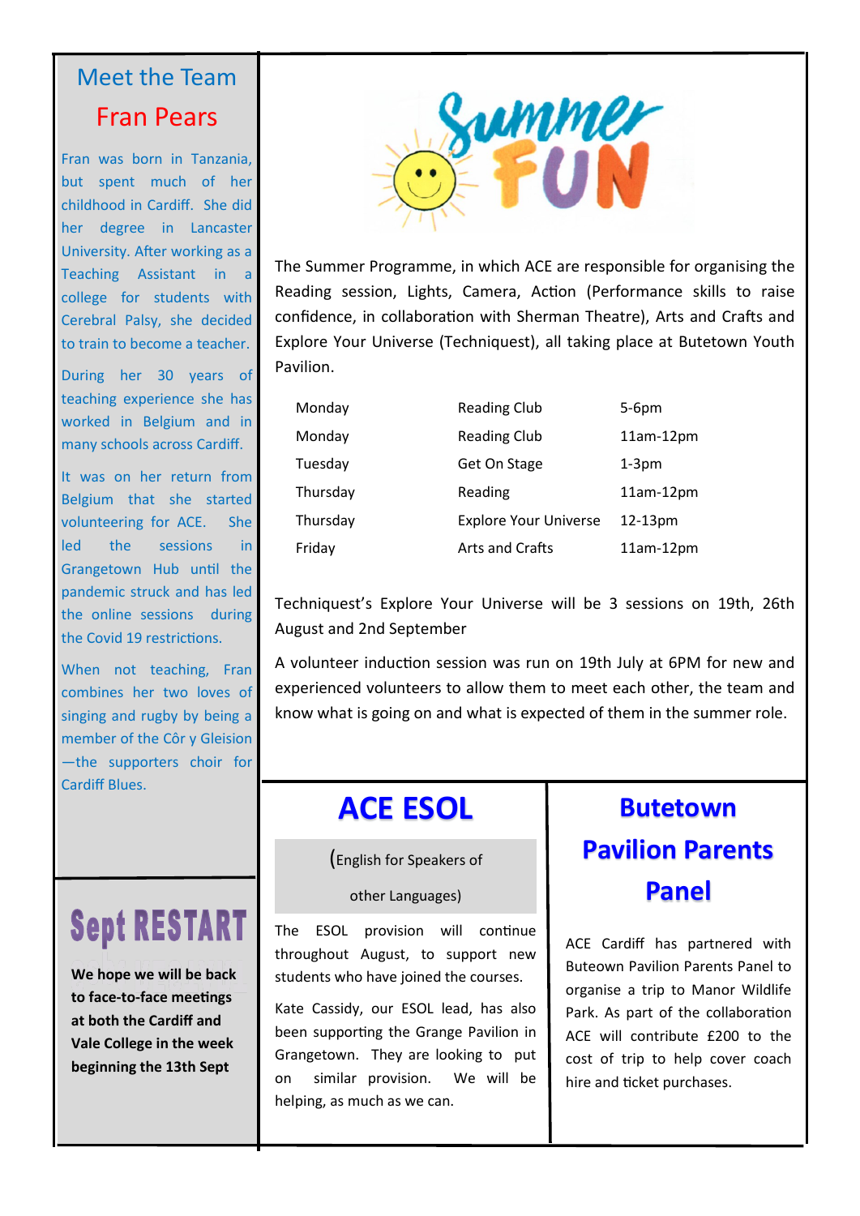## Meet the Team

### Fran Pears

Fran was born in Tanzania, but spent much of her childhood in Cardiff. She did her degree in Lancaster University. After working as a Teaching Assistant in a college for students with Cerebral Palsy, she decided to train to become a teacher.

During her 30 years of teaching experience she has worked in Belgium and in many schools across Cardiff.

It was on her return from Belgium that she started volunteering for ACE. She led the sessions in Grangetown Hub until the pandemic struck and has led the online sessions during the Covid 19 restrictions.

When not teaching, Fran combines her two loves of singing and rugby by being a member of the Côr y Gleision—the supporters choir for Cardiff Blues.

## Sept RESTART

**We hope we will be back to face-to-face meetings at both the Cardiff and Vale College in the week beginning the 13th Sept**

## Summer FUN

The Summer Programme, in which ACE are responsible for organising the Reading session, Lights, Camera, Action (Performance skills to raise confidence, in collaboration with Sherman Theatre), Arts and Crafts and Explore Your Universe (Techniquest), all taking place at Butetown Youth Pavilion.

| | | |
|---|---|---|
| Monday | Reading Club | 5-6pm |
| Monday | Reading Club | 11am-12pm |
| Tuesday | Get On Stage | 1-3pm |
| Thursday | Reading | 11am-12pm |
| Thursday | Explore Your Universe | 12-13pm |
| Friday | Arts and Crafts | 11am-12pm |

Techniquest's Explore Your Universe will be 3 sessions on 19th, 26th August and 2nd September

A volunteer induction session was run on 19th July at 6PM for new and experienced volunteers to allow them to meet each other, the team and know what is going on and what is expected of them in the summer role.

## ACE ESOL

(English for Speakers of other Languages)

The ESOL provision will continue throughout August, to support new students who have joined the courses.

Kate Cassidy, our ESOL lead, has also been supporting the Grange Pavilion in Grangetown. They are looking to put on similar provision. We will be helping, as much as we can.

## Butetown Pavilion Parents Panel

ACE Cardiff has partnered with Buteown Pavilion Parents Panel to organise a trip to Manor Wildlife Park. As part of the collaboration ACE will contribute £200 to the cost of trip to help cover coach hire and ticket purchases.